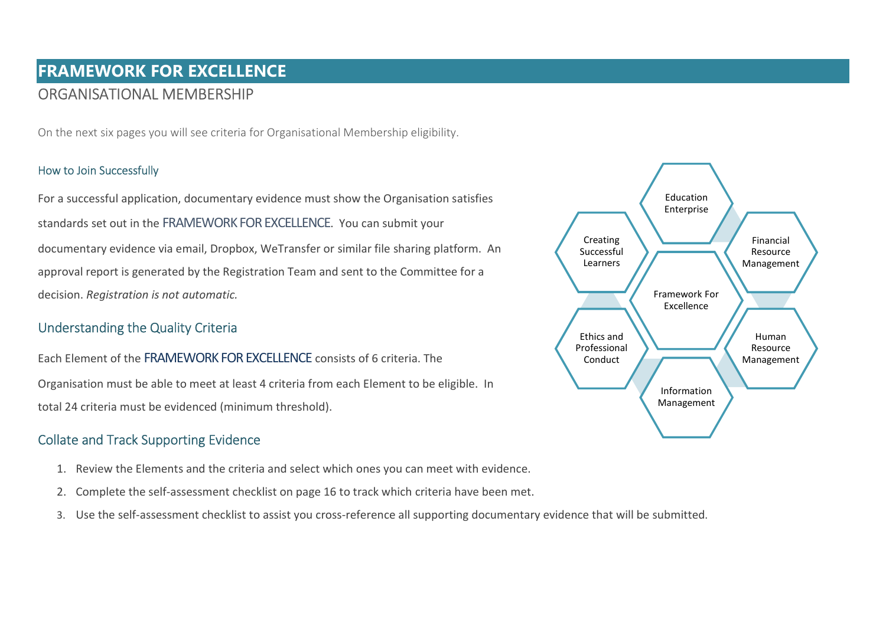# FRAMEWORK FOR EXCELLENCE

## ORGANISATIONAL MEMBERSHIP

On the next six pages you will see criteria for Organisational Membership eligibility.

### How to Join Successfully

For a successful application, documentary evidence must show the Organisation satisfies standards set out in the FRAMEWORK FOR EXCELLENCE. You can submit your documentary evidence via email, Dropbox, WeTransfer or similar file sharing platform. An approval report is generated by the Registration Team and sent to the Committee for a decision. *Registration is not automatic.*

### Understanding the Quality Criteria

Each Element of the FRAMEWORK FOR EXCELLENCE consists of 6 criteria. The Organisation must be able to meet at least 4 criteria from each Element to be eligible. In total 24 criteria must be evidenced (minimum threshold).

Education Enterprise

Creating Successful Learners

Financial Resource Management

Framework For Excellence

Ethics and Professional Conduct

Human Resource Management

Information Management

### Collate and Track Supporting Evidence

1. Review the Elements and the criteria and select which ones you can meet with evidence.
2. Complete the self-assessment checklist on page 16 to track which criteria have been met.
3. Use the self-assessment checklist to assist you cross-reference all supporting documentary evidence that will be submitted.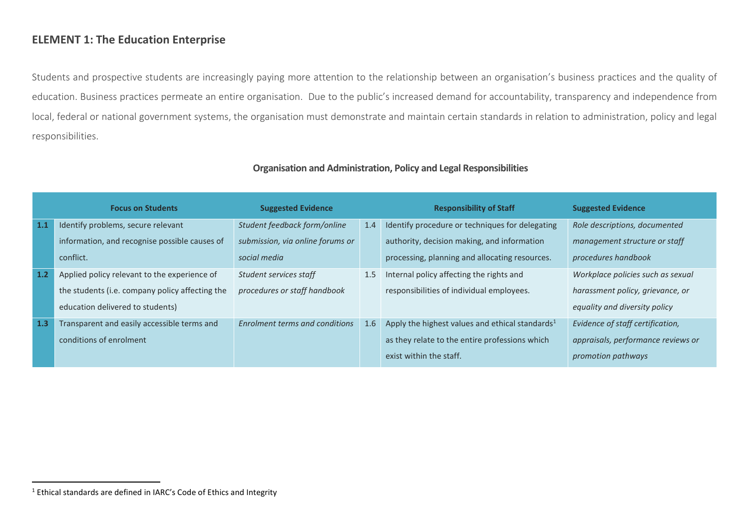## ELEMENT 1: The Education Enterprise

Students and prospective students are increasingly paying more attention to the relationship between an organisation's business practices and the quality of education. Business practices permeate an entire organisation. Due to the public's increased demand for accountability, transparency and independence from local, federal or national government systems, the organisation must demonstrate and maintain certain standards in relation to administration, policy and legal responsibilities.

### Organisation and Administration, Policy and Legal Responsibilities

| | Focus on Students | Suggested Evidence | | Responsibility of Staff | Suggested Evidence |
|---|---|---|---|---|---|
| **1.1** | Identify problems, secure relevant information, and recognise possible causes of conflict. | *Student feedback form/online submission, via online forums or social media* | 1.4 | Identify procedure or techniques for delegating authority, decision making, and information processing, planning and allocating resources. | *Role descriptions, documented management structure or staff procedures handbook* |
| **1.2** | Applied policy relevant to the experience of the students (i.e. company policy affecting the education delivered to students) | *Student services staff procedures or staff handbook* | 1.5 | Internal policy affecting the rights and responsibilities of individual employees. | *Workplace policies such as sexual harassment policy, grievance, or equality and diversity policy* |
| **1.3** | Transparent and easily accessible terms and conditions of enrolment | *Enrolment terms and conditions* | 1.6 | Apply the highest values and ethical standards[1] as they relate to the entire professions which exist within the staff. | *Evidence of staff certification, appraisals, performance reviews or promotion pathways* |

[1] Ethical standards are defined in IARC's Code of Ethics and Integrity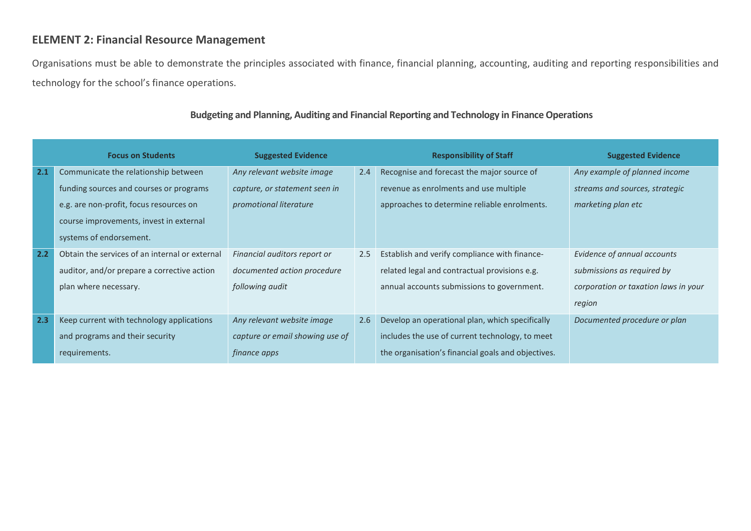## ELEMENT 2: Financial Resource Management

Organisations must be able to demonstrate the principles associated with finance, financial planning, accounting, auditing and reporting responsibilities and technology for the school's finance operations.

### Budgeting and Planning, Auditing and Financial Reporting and Technology in Finance Operations

| | Focus on Students | Suggested Evidence | | Responsibility of Staff | Suggested Evidence |
|---|---|---|---|---|---|
| **2.1** | Communicate the relationship between funding sources and courses or programs e.g. are non-profit, focus resources on course improvements, invest in external systems of endorsement. | *Any relevant website image capture, or statement seen in promotional literature* | 2.4 | Recognise and forecast the major source of revenue as enrolments and use multiple approaches to determine reliable enrolments. | *Any example of planned income streams and sources, strategic marketing plan etc* |
| **2.2** | Obtain the services of an internal or external auditor, and/or prepare a corrective action plan where necessary. | *Financial auditors report or documented action procedure following audit* | 2.5 | Establish and verify compliance with finance-related legal and contractual provisions e.g. annual accounts submissions to government. | *Evidence of annual accounts submissions as required by corporation or taxation laws in your region* |
| **2.3** | Keep current with technology applications and programs and their security requirements. | *Any relevant website image capture or email showing use of finance apps* | 2.6 | Develop an operational plan, which specifically includes the use of current technology, to meet the organisation's financial goals and objectives. | *Documented procedure or plan* |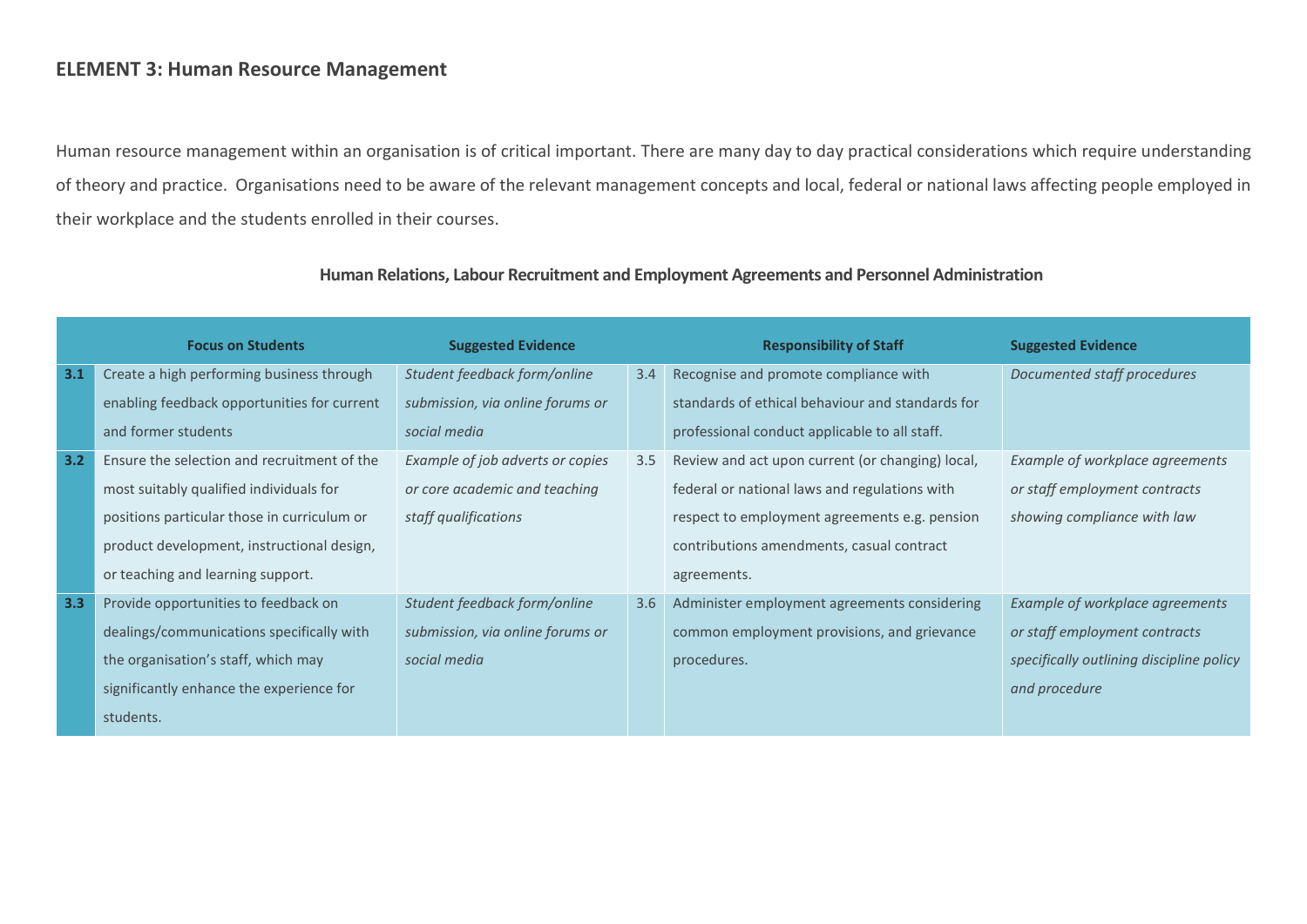## ELEMENT 3: Human Resource Management

Human resource management within an organisation is of critical important. There are many day to day practical considerations which require understanding of theory and practice. Organisations need to be aware of the relevant management concepts and local, federal or national laws affecting people employed in their workplace and the students enrolled in their courses.

### Human Relations, Labour Recruitment and Employment Agreements and Personnel Administration

| | Focus on Students | Suggested Evidence | | Responsibility of Staff | Suggested Evidence |
|---|---|---|---|---|---|
| **3.1** | Create a high performing business through enabling feedback opportunities for current and former students | *Student feedback form/online submission, via online forums or social media* | 3.4 | Recognise and promote compliance with standards of ethical behaviour and standards for professional conduct applicable to all staff. | *Documented staff procedures* |
| **3.2** | Ensure the selection and recruitment of the most suitably qualified individuals for positions particular those in curriculum or product development, instructional design, or teaching and learning support. | *Example of job adverts or copies or core academic and teaching staff qualifications* | 3.5 | Review and act upon current (or changing) local, federal or national laws and regulations with respect to employment agreements e.g. pension contributions amendments, casual contract agreements. | *Example of workplace agreements or staff employment contracts showing compliance with law* |
| **3.3** | Provide opportunities to feedback on dealings/communications specifically with the organisation's staff, which may significantly enhance the experience for students. | *Student feedback form/online submission, via online forums or social media* | 3.6 | Administer employment agreements considering common employment provisions, and grievance procedures. | *Example of workplace agreements or staff employment contracts specifically outlining discipline policy and procedure* |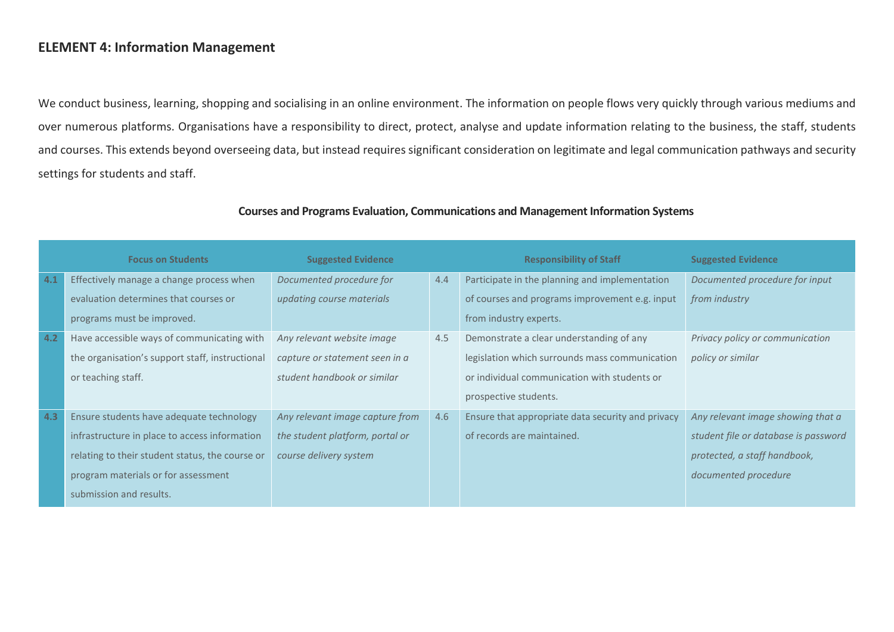## ELEMENT 4: Information Management

We conduct business, learning, shopping and socialising in an online environment. The information on people flows very quickly through various mediums and over numerous platforms. Organisations have a responsibility to direct, protect, analyse and update information relating to the business, the staff, students and courses. This extends beyond overseeing data, but instead requires significant consideration on legitimate and legal communication pathways and security settings for students and staff.

### Courses and Programs Evaluation, Communications and Management Information Systems

| | Focus on Students | Suggested Evidence | | Responsibility of Staff | Suggested Evidence |
|---|---|---|---|---|---|
| 4.1 | Effectively manage a change process when evaluation determines that courses or programs must be improved. | *Documented procedure for updating course materials* | 4.4 | Participate in the planning and implementation of courses and programs improvement e.g. input from industry experts. | *Documented procedure for input from industry* |
| 4.2 | Have accessible ways of communicating with the organisation's support staff, instructional or teaching staff. | *Any relevant website image capture or statement seen in a student handbook or similar* | 4.5 | Demonstrate a clear understanding of any legislation which surrounds mass communication or individual communication with students or prospective students. | *Privacy policy or communication policy or similar* |
| 4.3 | Ensure students have adequate technology infrastructure in place to access information relating to their student status, the course or program materials or for assessment submission and results. | *Any relevant image capture from the student platform, portal or course delivery system* | 4.6 | Ensure that appropriate data security and privacy of records are maintained. | *Any relevant image showing that a student file or database is password protected, a staff handbook, documented procedure* |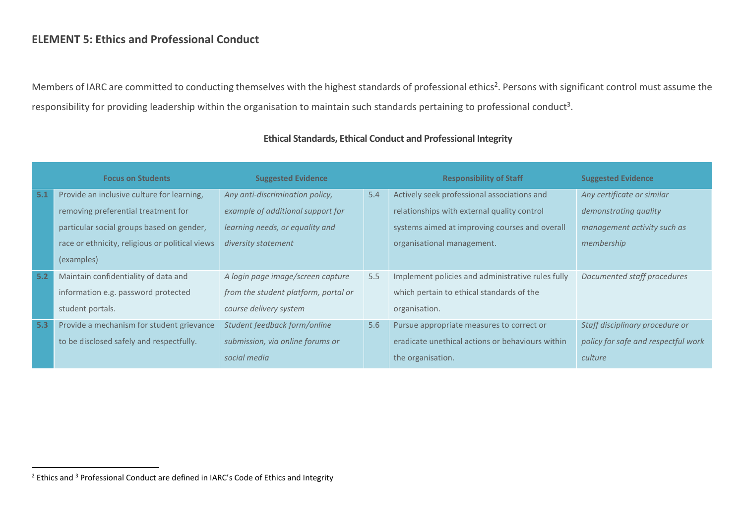## ELEMENT 5: Ethics and Professional Conduct

Members of IARC are committed to conducting themselves with the highest standards of professional ethics[2]. Persons with significant control must assume the responsibility for providing leadership within the organisation to maintain such standards pertaining to professional conduct[3].

**Ethical Standards, Ethical Conduct and Professional Integrity**

| | Focus on Students | Suggested Evidence | | Responsibility of Staff | Suggested Evidence |
|---|---|---|---|---|---|
| 5.1 | Provide an inclusive culture for learning, removing preferential treatment for particular social groups based on gender, race or ethnicity, religious or political views (examples) | *Any anti-discrimination policy, example of additional support for learning needs, or equality and diversity statement* | 5.4 | Actively seek professional associations and relationships with external quality control systems aimed at improving courses and overall organisational management. | *Any certificate or similar demonstrating quality management activity such as membership* |
| 5.2 | Maintain confidentiality of data and information e.g. password protected student portals. | *A login page image/screen capture from the student platform, portal or course delivery system* | 5.5 | Implement policies and administrative rules fully which pertain to ethical standards of the organisation. | *Documented staff procedures* |
| 5.3 | Provide a mechanism for student grievance to be disclosed safely and respectfully. | *Student feedback form/online submission, via online forums or social media* | 5.6 | Pursue appropriate measures to correct or eradicate unethical actions or behaviours within the organisation. | *Staff disciplinary procedure or policy for safe and respectful work culture* |

[2] Ethics and [3] Professional Conduct are defined in IARC's Code of Ethics and Integrity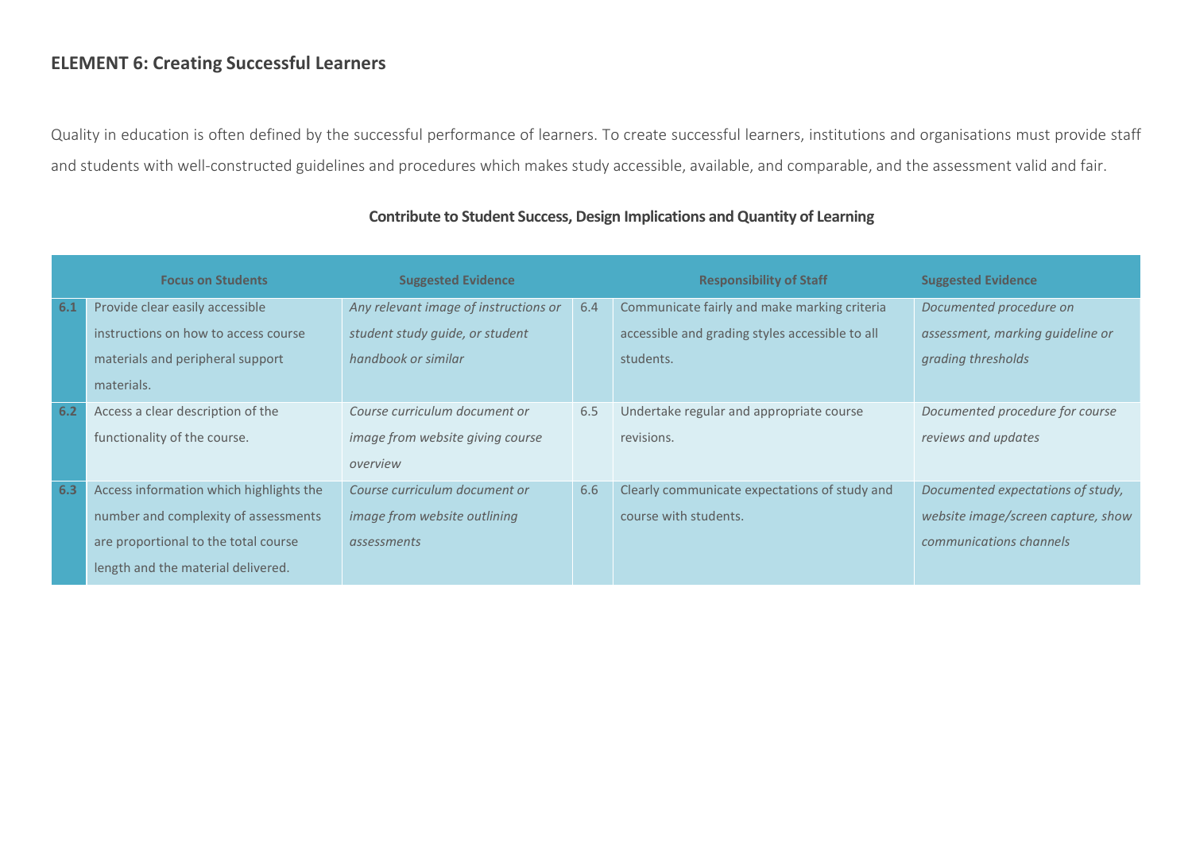## ELEMENT 6: Creating Successful Learners

Quality in education is often defined by the successful performance of learners. To create successful learners, institutions and organisations must provide staff and students with well-constructed guidelines and procedures which makes study accessible, available, and comparable, and the assessment valid and fair.

### Contribute to Student Success, Design Implications and Quantity of Learning

| | Focus on Students | Suggested Evidence | | Responsibility of Staff | Suggested Evidence |
|---|---|---|---|---|---|
| 6.1 | Provide clear easily accessible instructions on how to access course materials and peripheral support materials. | *Any relevant image of instructions or student study guide, or student handbook or similar* | 6.4 | Communicate fairly and make marking criteria accessible and grading styles accessible to all students. | *Documented procedure on assessment, marking guideline or grading thresholds* |
| 6.2 | Access a clear description of the functionality of the course. | *Course curriculum document or image from website giving course overview* | 6.5 | Undertake regular and appropriate course revisions. | *Documented procedure for course reviews and updates* |
| 6.3 | Access information which highlights the number and complexity of assessments are proportional to the total course length and the material delivered. | *Course curriculum document or image from website outlining assessments* | 6.6 | Clearly communicate expectations of study and course with students. | *Documented expectations of study, website image/screen capture, show communications channels* |